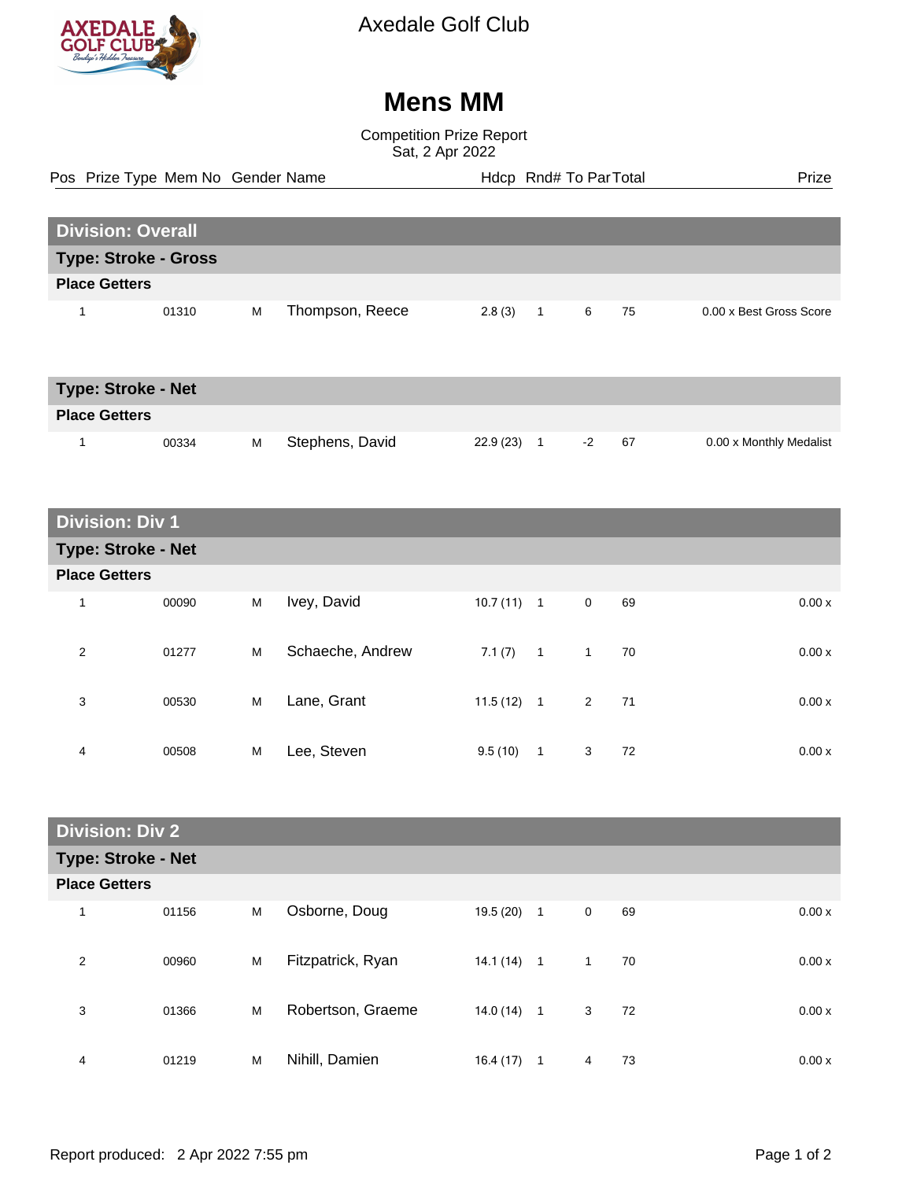Axedale Golf Club

# Mens MM

Competition Prize Report
Sat, 2 Apr 2022

## Division: Overall

### Type: Stroke - Gross

**Place Getters**

| Pos | Prize Type | Mem No | Gender | Name | Hdcp | Rnd# | To Par | Total | Prize |
|---|---|---|---|---|---|---|---|---|---|
| 1 | | 01310 | M | Thompson, Reece | 2.8 (3) | 1 | 6 | 75 | 0.00 x Best Gross Score |

### Type: Stroke - Net

**Place Getters**

| Pos | Prize Type | Mem No | Gender | Name | Hdcp | Rnd# | To Par | Total | Prize |
|---|---|---|---|---|---|---|---|---|---|
| 1 | | 00334 | M | Stephens, David | 22.9 (23) | 1 | -2 | 67 | 0.00 x Monthly Medalist |

## Division: Div 1

### Type: Stroke - Net

**Place Getters**

| Pos | Prize Type | Mem No | Gender | Name | Hdcp | Rnd# | To Par | Total | Prize |
|---|---|---|---|---|---|---|---|---|---|
| 1 | | 00090 | M | Ivey, David | 10.7 (11) | 1 | 0 | 69 | 0.00 x |
| 2 | | 01277 | M | Schaeche, Andrew | 7.1 (7) | 1 | 1 | 70 | 0.00 x |
| 3 | | 00530 | M | Lane, Grant | 11.5 (12) | 1 | 2 | 71 | 0.00 x |
| 4 | | 00508 | M | Lee, Steven | 9.5 (10) | 1 | 3 | 72 | 0.00 x |

## Division: Div 2

### Type: Stroke - Net

**Place Getters**

| Pos | Prize Type | Mem No | Gender | Name | Hdcp | Rnd# | To Par | Total | Prize |
|---|---|---|---|---|---|---|---|---|---|
| 1 | | 01156 | M | Osborne, Doug | 19.5 (20) | 1 | 0 | 69 | 0.00 x |
| 2 | | 00960 | M | Fitzpatrick, Ryan | 14.1 (14) | 1 | 1 | 70 | 0.00 x |
| 3 | | 01366 | M | Robertson, Graeme | 14.0 (14) | 1 | 3 | 72 | 0.00 x |
| 4 | | 01219 | M | Nihill, Damien | 16.4 (17) | 1 | 4 | 73 | 0.00 x |

Report produced: 2 Apr 2022 7:55 pm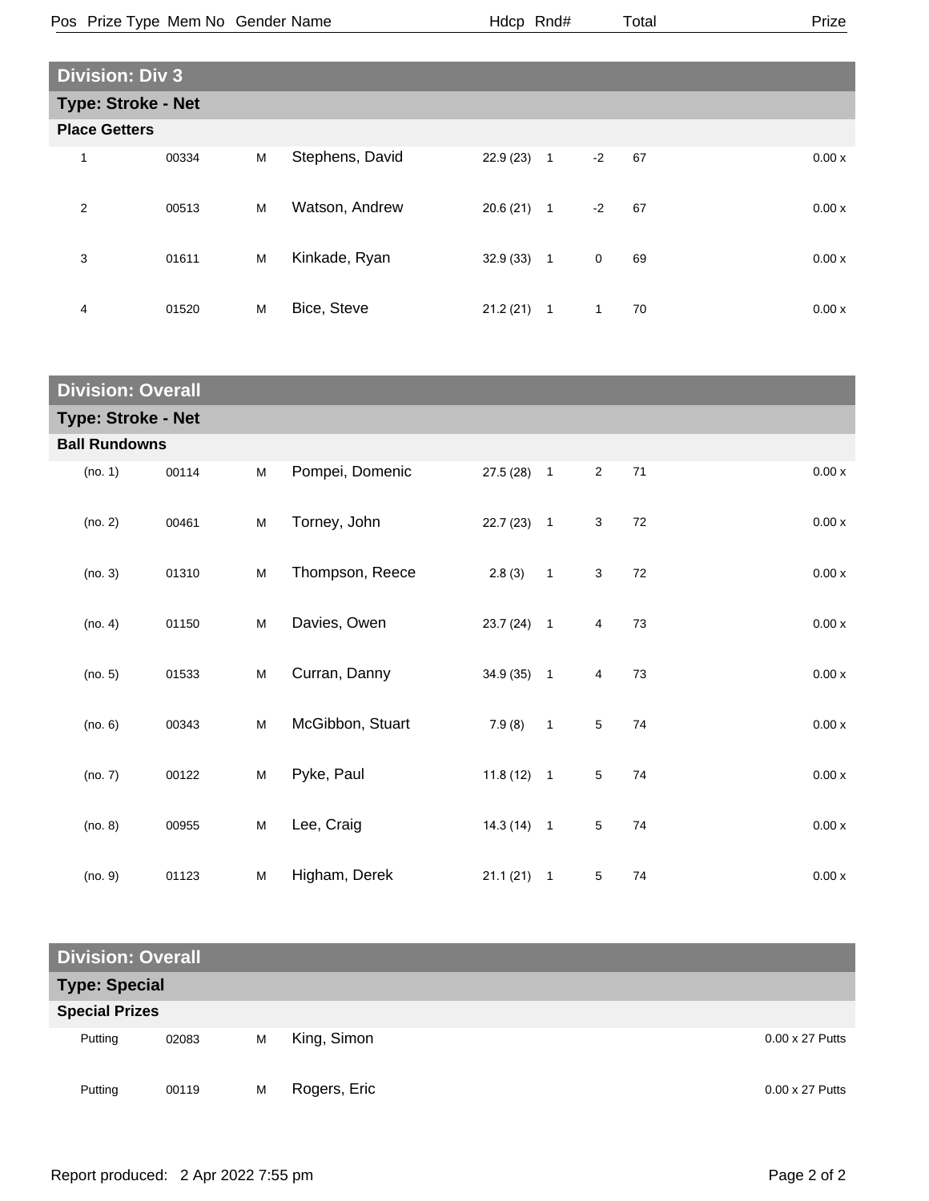| Pos | Prize Type | Mem No | Gender | Name | Hdcp | Rnd# | | Total | Prize |
|---|---|---|---|---|---|---|---|---|---|

## Division: Div 3

### Type: Stroke - Net

**Place Getters**

| Pos | Prize Type | Mem No | Gender | Name | Hdcp | Rnd# | | Total | Prize |
|---|---|---|---|---|---|---|---|---|---|
| 1 | | 00334 | M | Stephens, David | 22.9 (23) | 1 | -2 | 67 | 0.00 x |
| 2 | | 00513 | M | Watson, Andrew | 20.6 (21) | 1 | -2 | 67 | 0.00 x |
| 3 | | 01611 | M | Kinkade, Ryan | 32.9 (33) | 1 | 0 | 69 | 0.00 x |
| 4 | | 01520 | M | Bice, Steve | 21.2 (21) | 1 | 1 | 70 | 0.00 x |

## Division: Overall

### Type: Stroke - Net

**Ball Rundowns**

| Pos | Prize Type | Mem No | Gender | Name | Hdcp | Rnd# | | Total | Prize |
|---|---|---|---|---|---|---|---|---|---|
| (no. 1) | | 00114 | M | Pompei, Domenic | 27.5 (28) | 1 | 2 | 71 | 0.00 x |
| (no. 2) | | 00461 | M | Torney, John | 22.7 (23) | 1 | 3 | 72 | 0.00 x |
| (no. 3) | | 01310 | M | Thompson, Reece | 2.8 (3) | 1 | 3 | 72 | 0.00 x |
| (no. 4) | | 01150 | M | Davies, Owen | 23.7 (24) | 1 | 4 | 73 | 0.00 x |
| (no. 5) | | 01533 | M | Curran, Danny | 34.9 (35) | 1 | 4 | 73 | 0.00 x |
| (no. 6) | | 00343 | M | McGibbon, Stuart | 7.9 (8) | 1 | 5 | 74 | 0.00 x |
| (no. 7) | | 00122 | M | Pyke, Paul | 11.8 (12) | 1 | 5 | 74 | 0.00 x |
| (no. 8) | | 00955 | M | Lee, Craig | 14.3 (14) | 1 | 5 | 74 | 0.00 x |
| (no. 9) | | 01123 | M | Higham, Derek | 21.1 (21) | 1 | 5 | 74 | 0.00 x |

## Division: Overall

### Type: Special

**Special Prizes**

| Pos | Prize Type | Mem No | Gender | Name | Hdcp | Rnd# | | Total | Prize |
|---|---|---|---|---|---|---|---|---|---|
| | Putting | 02083 | M | King, Simon | | | | | 0.00 x 27 Putts |
| | Putting | 00119 | M | Rogers, Eric | | | | | 0.00 x 27 Putts |

Report produced: 2 Apr 2022 7:55 pm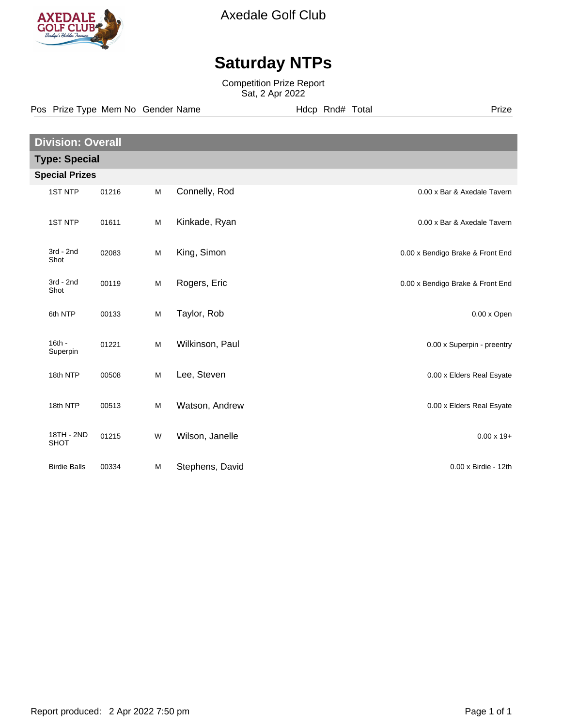Axedale Golf Club

# Saturday NTPs

Competition Prize Report
Sat, 2 Apr 2022

## Division: Overall

### Type: Special

#### Special Prizes

| Pos | Prize Type | Mem No | Gender | Name | Hdcp | Rnd# | Total | Prize |
|---|---|---|---|---|---|---|---|---|
| | 1ST NTP | 01216 | M | Connelly, Rod | | | | 0.00 x Bar & Axedale Tavern |
| | 1ST NTP | 01611 | M | Kinkade, Ryan | | | | 0.00 x Bar & Axedale Tavern |
| | 3rd - 2nd Shot | 02083 | M | King, Simon | | | | 0.00 x Bendigo Brake & Front End |
| | 3rd - 2nd Shot | 00119 | M | Rogers, Eric | | | | 0.00 x Bendigo Brake & Front End |
| | 6th NTP | 00133 | M | Taylor, Rob | | | | 0.00 x Open |
| | 16th - Superpin | 01221 | M | Wilkinson, Paul | | | | 0.00 x Superpin - preentry |
| | 18th NTP | 00508 | M | Lee, Steven | | | | 0.00 x Elders Real Esyate |
| | 18th NTP | 00513 | M | Watson, Andrew | | | | 0.00 x Elders Real Esyate |
| | 18TH - 2ND SHOT | 01215 | W | Wilson, Janelle | | | | 0.00 x 19+ |
| | Birdie Balls | 00334 | M | Stephens, David | | | | 0.00 x Birdie - 12th |

Report produced: 2 Apr 2022 7:50 pm